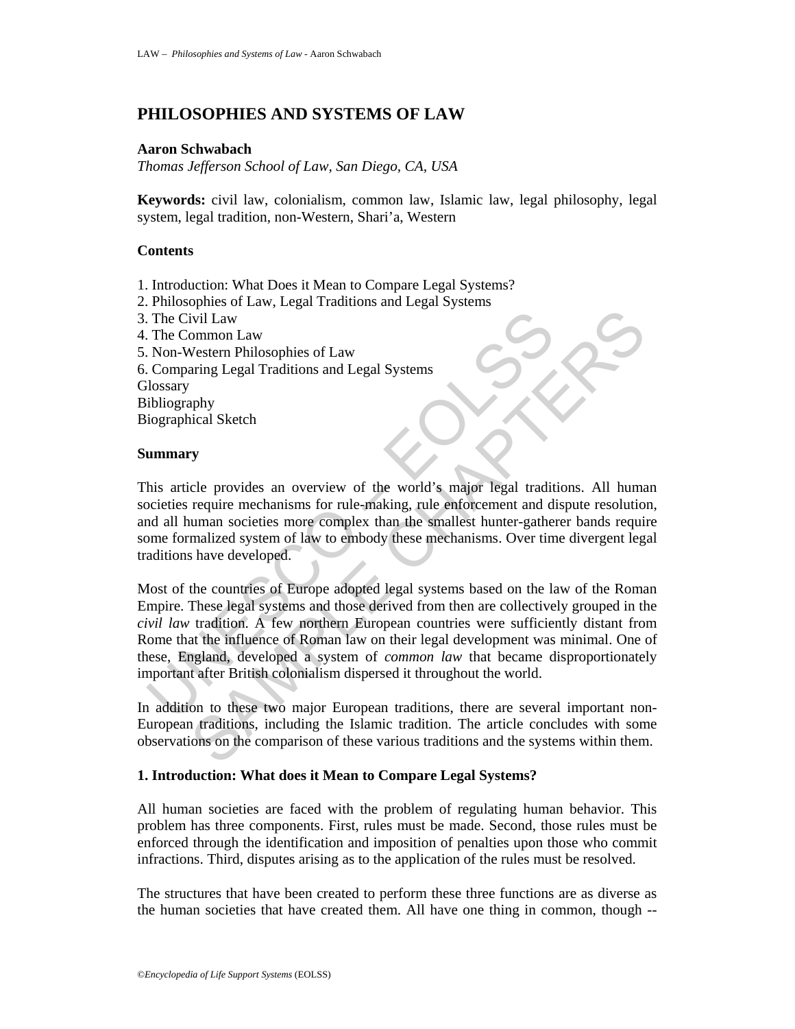# PHILOSOPHIES AND SYSTEMS OF LAW

**Aaron Schwabach**

*Thomas Jefferson School of Law, San Diego, CA, USA*

**Keywords:** civil law, colonialism, common law, Islamic law, legal philosophy, legal system, legal tradition, non-Western, Shari'a, Western

## Contents

1. Introduction: What Does it Mean to Compare Legal Systems?
2. Philosophies of Law, Legal Traditions and Legal Systems
3. The Civil Law
4. The Common Law
5. Non-Western Philosophies of Law
6. Comparing Legal Traditions and Legal Systems

Glossary
Bibliography
Biographical Sketch

## Summary

This article provides an overview of the world's major legal traditions. All human societies require mechanisms for rule-making, rule enforcement and dispute resolution, and all human societies more complex than the smallest hunter-gatherer bands require some formalized system of law to embody these mechanisms. Over time divergent legal traditions have developed.

Most of the countries of Europe adopted legal systems based on the law of the Roman Empire. These legal systems and those derived from then are collectively grouped in the *civil law* tradition. A few northern European countries were sufficiently distant from Rome that the influence of Roman law on their legal development was minimal. One of these, England, developed a system of *common law* that became disproportionately important after British colonialism dispersed it throughout the world.

In addition to these two major European traditions, there are several important non-European traditions, including the Islamic tradition. The article concludes with some observations on the comparison of these various traditions and the systems within them.

## 1. Introduction: What does it Mean to Compare Legal Systems?

All human societies are faced with the problem of regulating human behavior. This problem has three components. First, rules must be made. Second, those rules must be enforced through the identification and imposition of penalties upon those who commit infractions. Third, disputes arising as to the application of the rules must be resolved.

The structures that have been created to perform these three functions are as diverse as the human societies that have created them. All have one thing in common, though --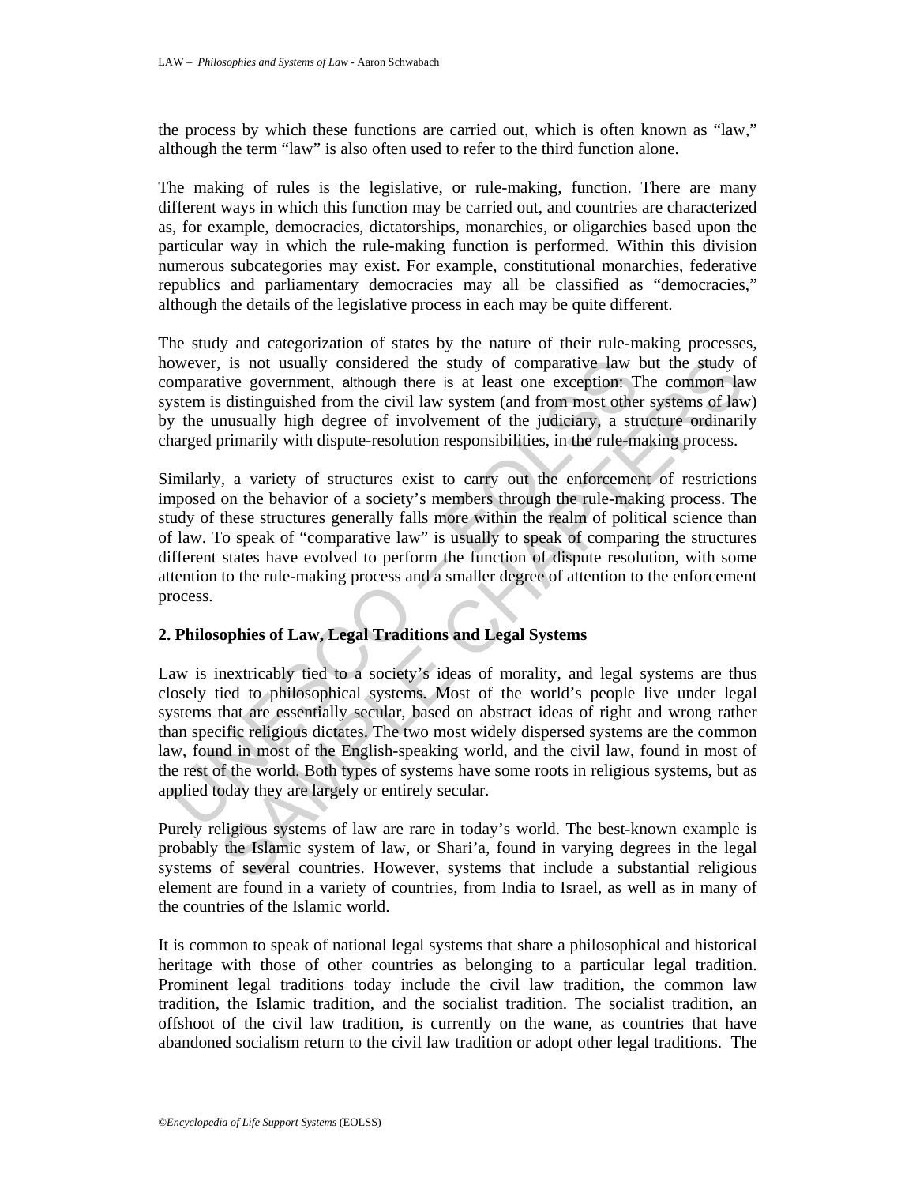the process by which these functions are carried out, which is often known as "law," although the term "law" is also often used to refer to the third function alone.

The making of rules is the legislative, or rule-making, function. There are many different ways in which this function may be carried out, and countries are characterized as, for example, democracies, dictatorships, monarchies, or oligarchies based upon the particular way in which the rule-making function is performed. Within this division numerous subcategories may exist. For example, constitutional monarchies, federative republics and parliamentary democracies may all be classified as "democracies," although the details of the legislative process in each may be quite different.

The study and categorization of states by the nature of their rule-making processes, however, is not usually considered the study of comparative law but the study of comparative government, although there is at least one exception: The common law system is distinguished from the civil law system (and from most other systems of law) by the unusually high degree of involvement of the judiciary, a structure ordinarily charged primarily with dispute-resolution responsibilities, in the rule-making process.

Similarly, a variety of structures exist to carry out the enforcement of restrictions imposed on the behavior of a society's members through the rule-making process. The study of these structures generally falls more within the realm of political science than of law. To speak of "comparative law" is usually to speak of comparing the structures different states have evolved to perform the function of dispute resolution, with some attention to the rule-making process and a smaller degree of attention to the enforcement process.

## 2. Philosophies of Law, Legal Traditions and Legal Systems

Law is inextricably tied to a society's ideas of morality, and legal systems are thus closely tied to philosophical systems. Most of the world's people live under legal systems that are essentially secular, based on abstract ideas of right and wrong rather than specific religious dictates. The two most widely dispersed systems are the common law, found in most of the English-speaking world, and the civil law, found in most of the rest of the world. Both types of systems have some roots in religious systems, but as applied today they are largely or entirely secular.

Purely religious systems of law are rare in today's world. The best-known example is probably the Islamic system of law, or Shari'a, found in varying degrees in the legal systems of several countries. However, systems that include a substantial religious element are found in a variety of countries, from India to Israel, as well as in many of the countries of the Islamic world.

It is common to speak of national legal systems that share a philosophical and historical heritage with those of other countries as belonging to a particular legal tradition. Prominent legal traditions today include the civil law tradition, the common law tradition, the Islamic tradition, and the socialist tradition. The socialist tradition, an offshoot of the civil law tradition, is currently on the wane, as countries that have abandoned socialism return to the civil law tradition or adopt other legal traditions. The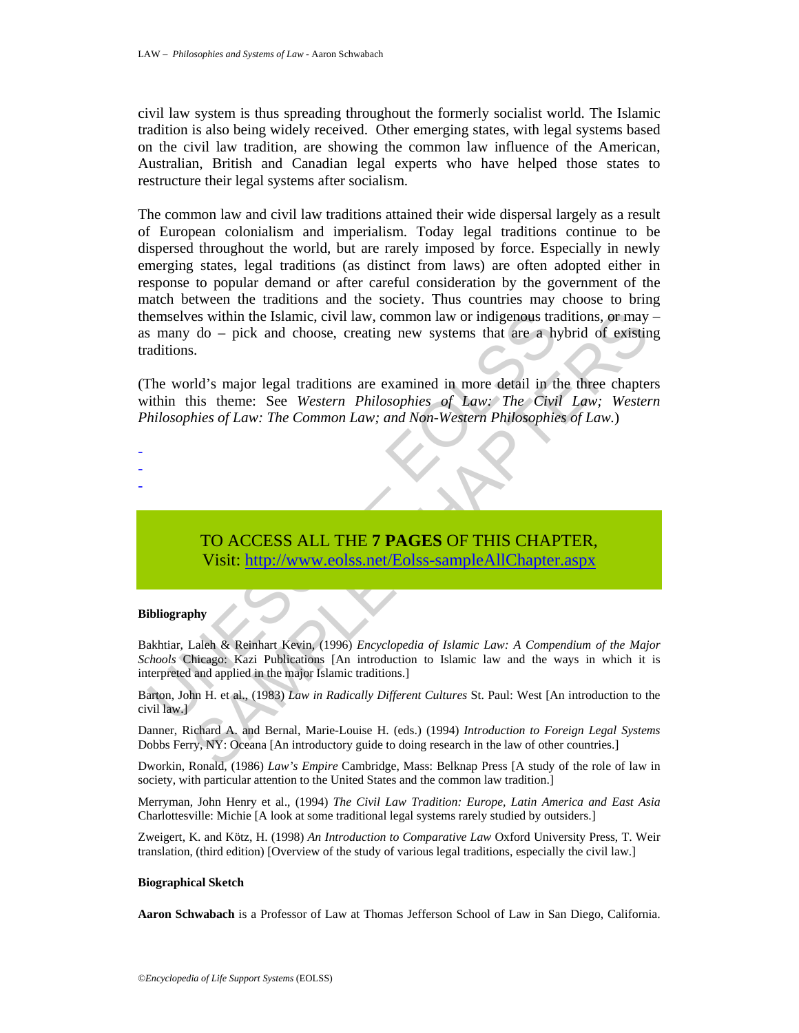civil law system is thus spreading throughout the formerly socialist world. The Islamic tradition is also being widely received. Other emerging states, with legal systems based on the civil law tradition, are showing the common law influence of the American, Australian, British and Canadian legal experts who have helped those states to restructure their legal systems after socialism.

The common law and civil law traditions attained their wide dispersal largely as a result of European colonialism and imperialism. Today legal traditions continue to be dispersed throughout the world, but are rarely imposed by force. Especially in newly emerging states, legal traditions (as distinct from laws) are often adopted either in response to popular demand or after careful consideration by the government of the match between the traditions and the society. Thus countries may choose to bring themselves within the Islamic, civil law, common law or indigenous traditions, or may – as many do – pick and choose, creating new systems that are a hybrid of existing traditions.

(The world's major legal traditions are examined in more detail in the three chapters within this theme: See *Western Philosophies of Law: The Civil Law; Western Philosophies of Law: The Common Law; and Non-Western Philosophies of Law.*)

-
-
-

TO ACCESS ALL THE **7 PAGES** OF THIS CHAPTER,
Visit: http://www.eolss.net/Eolss-sampleAllChapter.aspx

**Bibliography**

Bakhtiar, Laleh & Reinhart Kevin, (1996) *Encyclopedia of Islamic Law: A Compendium of the Major Schools* Chicago: Kazi Publications [An introduction to Islamic law and the ways in which it is interpreted and applied in the major Islamic traditions.]

Barton, John H. et al., (1983) *Law in Radically Different Cultures* St. Paul: West [An introduction to the civil law.]

Danner, Richard A. and Bernal, Marie-Louise H. (eds.) (1994) *Introduction to Foreign Legal Systems* Dobbs Ferry, NY: Oceana [An introductory guide to doing research in the law of other countries.]

Dworkin, Ronald, (1986) *Law's Empire* Cambridge, Mass: Belknap Press [A study of the role of law in society, with particular attention to the United States and the common law tradition.]

Merryman, John Henry et al., (1994) *The Civil Law Tradition: Europe, Latin America and East Asia* Charlottesville: Michie [A look at some traditional legal systems rarely studied by outsiders.]

Zweigert, K. and Kötz, H. (1998) *An Introduction to Comparative Law* Oxford University Press, T. Weir translation, (third edition) [Overview of the study of various legal traditions, especially the civil law.]

**Biographical Sketch**

**Aaron Schwabach** is a Professor of Law at Thomas Jefferson School of Law in San Diego, California.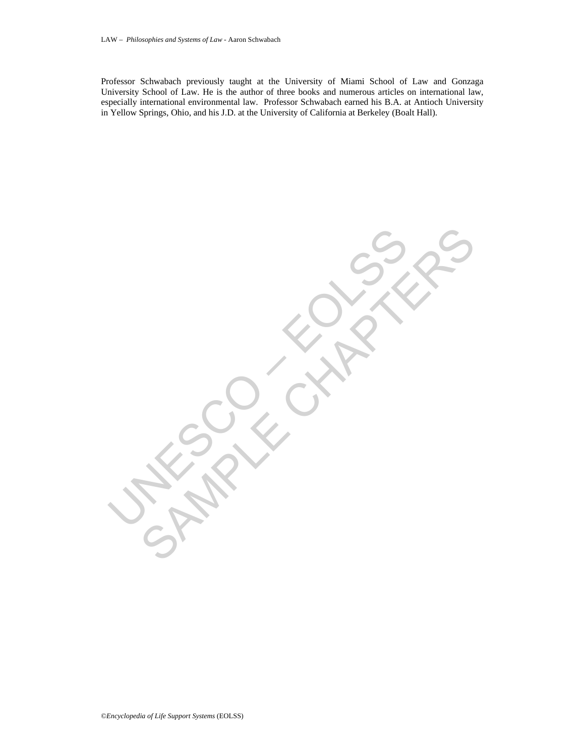Professor Schwabach previously taught at the University of Miami School of Law and Gonzaga University School of Law. He is the author of three books and numerous articles on international law, especially international environmental law. Professor Schwabach earned his B.A. at Antioch University in Yellow Springs, Ohio, and his J.D. at the University of California at Berkeley (Boalt Hall).